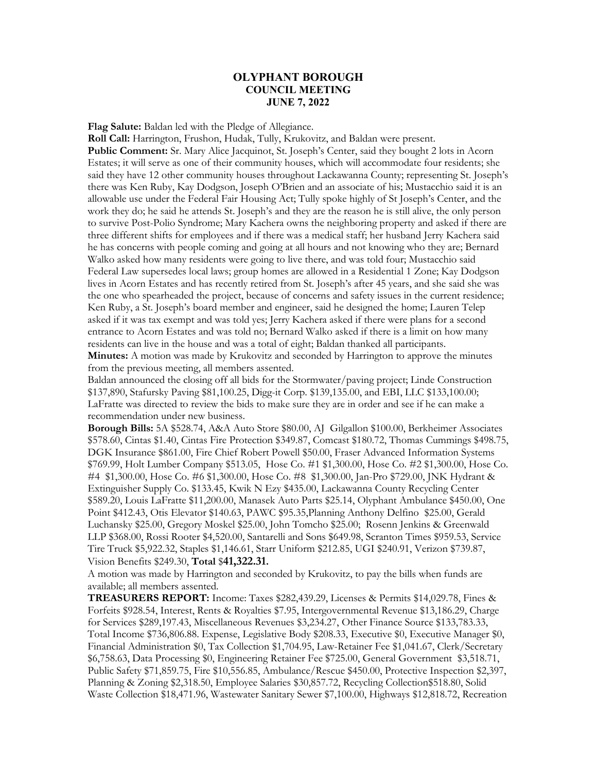# OLYPHANT BOROUGH
## COUNCIL MEETING
## JUNE 7, 2022

**Flag Salute:** Baldan led with the Pledge of Allegiance.

**Roll Call:** Harrington, Frushon, Hudak, Tully, Krukovitz, and Baldan were present.

**Public Comment:** Sr. Mary Alice Jacquinot, St. Joseph's Center, said they bought 2 lots in Acorn Estates; it will serve as one of their community houses, which will accommodate four residents; she said they have 12 other community houses throughout Lackawanna County; representing St. Joseph's there was Ken Ruby, Kay Dodgson, Joseph O'Brien and an associate of his; Mustacchio said it is an allowable use under the Federal Fair Housing Act; Tully spoke highly of St Joseph's Center, and the work they do; he said he attends St. Joseph's and they are the reason he is still alive, the only person to survive Post-Polio Syndrome; Mary Kachera owns the neighboring property and asked if there are three different shifts for employees and if there was a medical staff; her husband Jerry Kachera said he has concerns with people coming and going at all hours and not knowing who they are; Bernard Walko asked how many residents were going to live there, and was told four; Mustacchio said Federal Law supersedes local laws; group homes are allowed in a Residential 1 Zone; Kay Dodgson lives in Acorn Estates and has recently retired from St. Joseph's after 45 years, and she said she was the one who spearheaded the project, because of concerns and safety issues in the current residence; Ken Ruby, a St. Joseph's board member and engineer, said he designed the home; Lauren Telep asked if it was tax exempt and was told yes; Jerry Kachera asked if there were plans for a second entrance to Acorn Estates and was told no; Bernard Walko asked if there is a limit on how many residents can live in the house and was a total of eight; Baldan thanked all participants.

**Minutes:** A motion was made by Krukovitz and seconded by Harrington to approve the minutes from the previous meeting, all members assented.

Baldan announced the closing off all bids for the Stormwater/paving project; Linde Construction $137,890, Stafursky Paving $81,100.25, Digg-it Corp. $139,135.00, and EBI, LLC $133,100.00; LaFratte was directed to review the bids to make sure they are in order and see if he can make a recommendation under new business.

**Borough Bills:** 5A $528.74, A&A Auto Store $80.00, AJ Gilgallon $100.00, Berkheimer Associates $578.60, Cintas $1.40, Cintas Fire Protection $349.87, Comcast $180.72, Thomas Cummings $498.75, DGK Insurance $861.00, Fire Chief Robert Powell $50.00, Fraser Advanced Information Systems $769.99, Holt Lumber Company $513.05, Hose Co. #1 $1,300.00, Hose Co. #2 $1,300.00, Hose Co. #4 $1,300.00, Hose Co. #6 $1,300.00, Hose Co. #8 $1,300.00, Jan-Pro $729.00, JNK Hydrant & Extinguisher Supply Co. $133.45, Kwik N Ezy $435.00, Lackawanna County Recycling Center $589.20, Louis LaFratte $11,200.00, Manasek Auto Parts $25.14, Olyphant Ambulance $450.00, One Point $412.43, Otis Elevator $140.63, PAWC $95.35,Planning Anthony Delfino $25.00, Gerald Luchansky $25.00, Gregory Moskel $25.00, John Tomcho $25.00; Rosenn Jenkins & Greenwald LLP $368.00, Rossi Rooter $4,520.00, Santarelli and Sons $649.98, Scranton Times $959.53, Service Tire Truck $5,922.32, Staples $1,146.61, Starr Uniform $212.85, UGI $240.91, Verizon $739.87, Vision Benefits $249.30, **Total $41,322.31.**

A motion was made by Harrington and seconded by Krukovitz, to pay the bills when funds are available; all members assented.

**TREASURERS REPORT:** Income: Taxes $282,439.29, Licenses & Permits $14,029.78, Fines & Forfeits $928.54, Interest, Rents & Royalties $7.95, Intergovernmental Revenue $13,186.29, Charge for Services $289,197.43, Miscellaneous Revenues $3,234.27, Other Finance Source $133,783.33, Total Income $736,806.88. Expense, Legislative Body $208.33, Executive $0, Executive Manager $0, Financial Administration $0, Tax Collection $1,704.95, Law-Retainer Fee $1,041.67, Clerk/Secretary $6,758.63, Data Processing $0, Engineering Retainer Fee $725.00, General Government $3,518.71, Public Safety $71,859.75, Fire $10,556.85, Ambulance/Rescue $450.00, Protective Inspection $2,397, Planning & Zoning $2,318.50, Employee Salaries $30,857.72, Recycling Collection$518.80, Solid Waste Collection $18,471.96, Wastewater Sanitary Sewer $7,100.00, Highways $12,818.72, Recreation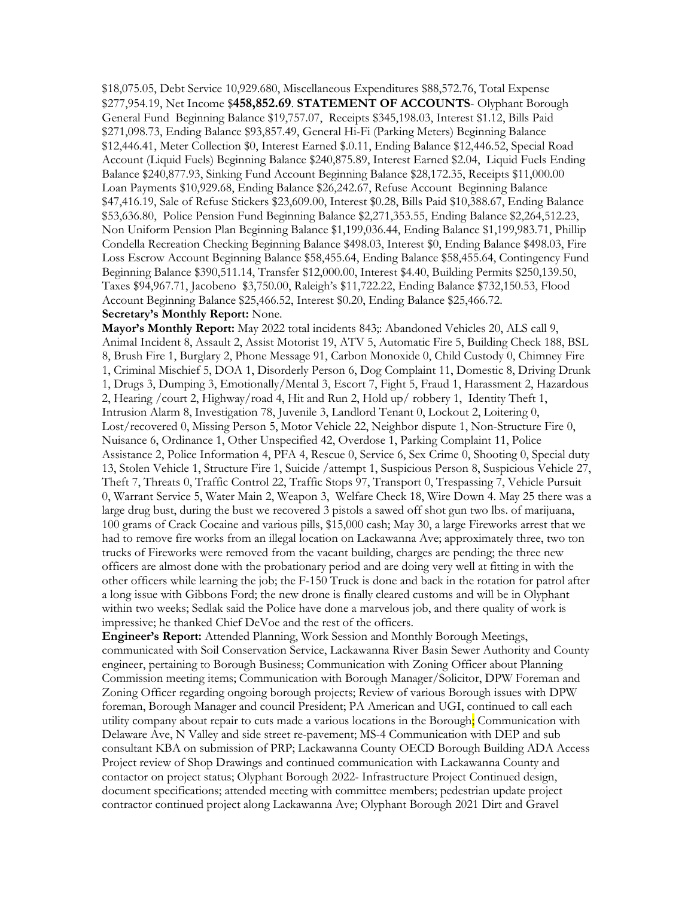$18,075.05, Debt Service 10,929.680, Miscellaneous Expenditures $88,572.76, Total Expense $277,954.19, Net Income $**458,852.69**. **STATEMENT OF ACCOUNTS**- Olyphant Borough General Fund Beginning Balance $19,757.07, Receipts $345,198.03, Interest $1.12, Bills Paid $271,098.73, Ending Balance $93,857.49, General Hi-Fi (Parking Meters) Beginning Balance $12,446.41, Meter Collection $0, Interest Earned $.0.11, Ending Balance $12,446.52, Special Road Account (Liquid Fuels) Beginning Balance $240,875.89, Interest Earned $2.04, Liquid Fuels Ending Balance $240,877.93, Sinking Fund Account Beginning Balance $28,172.35, Receipts $11,000.00 Loan Payments $10,929.68, Ending Balance $26,242.67, Refuse Account Beginning Balance $47,416.19, Sale of Refuse Stickers $23,609.00, Interest $0.28, Bills Paid $10,388.67, Ending Balance $53,636.80, Police Pension Fund Beginning Balance $2,271,353.55, Ending Balance $2,264,512.23, Non Uniform Pension Plan Beginning Balance $1,199,036.44, Ending Balance $1,199,983.71, Phillip Condella Recreation Checking Beginning Balance $498.03, Interest $0, Ending Balance $498.03, Fire Loss Escrow Account Beginning Balance $58,455.64, Ending Balance $58,455.64, Contingency Fund Beginning Balance $390,511.14, Transfer $12,000.00, Interest $4.40, Building Permits $250,139.50, Taxes $94,967.71, Jacobeno $3,750.00, Raleigh's $11,722.22, Ending Balance $732,150.53, Flood Account Beginning Balance $25,466.52, Interest $0.20, Ending Balance $25,466.72.

**Secretary's Monthly Report:** None.

**Mayor's Monthly Report:** May 2022 total incidents 843;: Abandoned Vehicles 20, ALS call 9, Animal Incident 8, Assault 2, Assist Motorist 19, ATV 5, Automatic Fire 5, Building Check 188, BSL 8, Brush Fire 1, Burglary 2, Phone Message 91, Carbon Monoxide 0, Child Custody 0, Chimney Fire 1, Criminal Mischief 5, DOA 1, Disorderly Person 6, Dog Complaint 11, Domestic 8, Driving Drunk 1, Drugs 3, Dumping 3, Emotionally/Mental 3, Escort 7, Fight 5, Fraud 1, Harassment 2, Hazardous 2, Hearing /court 2, Highway/road 4, Hit and Run 2, Hold up/ robbery 1, Identity Theft 1, Intrusion Alarm 8, Investigation 78, Juvenile 3, Landlord Tenant 0, Lockout 2, Loitering 0, Lost/recovered 0, Missing Person 5, Motor Vehicle 22, Neighbor dispute 1, Non-Structure Fire 0, Nuisance 6, Ordinance 1, Other Unspecified 42, Overdose 1, Parking Complaint 11, Police Assistance 2, Police Information 4, PFA 4, Rescue 0, Service 6, Sex Crime 0, Shooting 0, Special duty 13, Stolen Vehicle 1, Structure Fire 1, Suicide /attempt 1, Suspicious Person 8, Suspicious Vehicle 27, Theft 7, Threats 0, Traffic Control 22, Traffic Stops 97, Transport 0, Trespassing 7, Vehicle Pursuit 0, Warrant Service 5, Water Main 2, Weapon 3, Welfare Check 18, Wire Down 4. May 25 there was a large drug bust, during the bust we recovered 3 pistols a sawed off shot gun two lbs. of marijuana, 100 grams of Crack Cocaine and various pills, $15,000 cash; May 30, a large Fireworks arrest that we had to remove fire works from an illegal location on Lackawanna Ave; approximately three, two ton trucks of Fireworks were removed from the vacant building, charges are pending; the three new officers are almost done with the probationary period and are doing very well at fitting in with the other officers while learning the job; the F-150 Truck is done and back in the rotation for patrol after a long issue with Gibbons Ford; the new drone is finally cleared customs and will be in Olyphant within two weeks; Sedlak said the Police have done a marvelous job, and there quality of work is impressive; he thanked Chief DeVoe and the rest of the officers.

**Engineer's Report:** Attended Planning, Work Session and Monthly Borough Meetings, communicated with Soil Conservation Service, Lackawanna River Basin Sewer Authority and County engineer, pertaining to Borough Business; Communication with Zoning Officer about Planning Commission meeting items; Communication with Borough Manager/Solicitor, DPW Foreman and Zoning Officer regarding ongoing borough projects; Review of various Borough issues with DPW foreman, Borough Manager and council President; PA American and UGI, continued to call each utility company about repair to cuts made a various locations in the Borough; Communication with Delaware Ave, N Valley and side street re-pavement; MS-4 Communication with DEP and sub consultant KBA on submission of PRP; Lackawanna County OECD Borough Building ADA Access Project review of Shop Drawings and continued communication with Lackawanna County and contactor on project status; Olyphant Borough 2022- Infrastructure Project Continued design, document specifications; attended meeting with committee members; pedestrian update project contractor continued project along Lackawanna Ave; Olyphant Borough 2021 Dirt and Gravel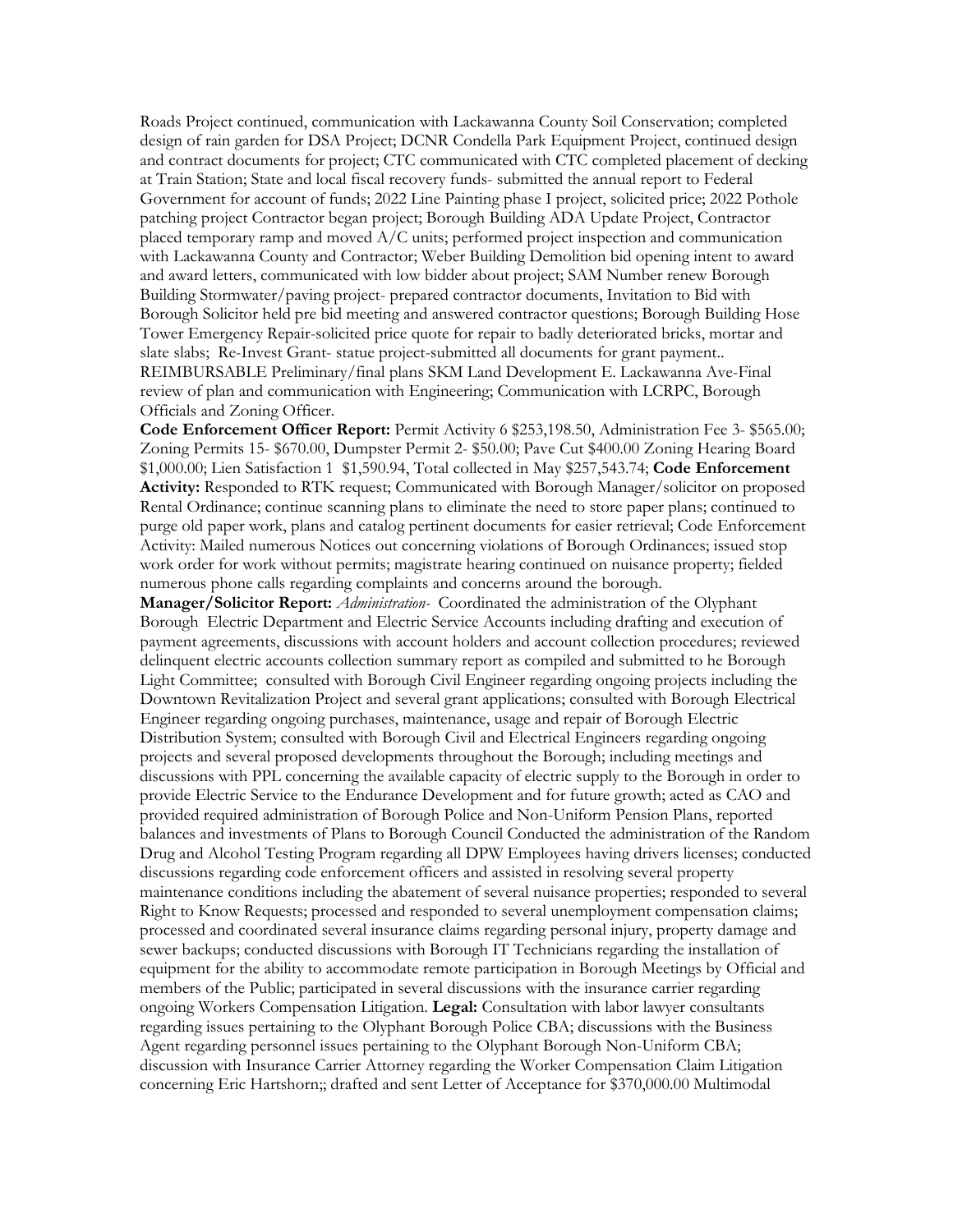Roads Project continued, communication with Lackawanna County Soil Conservation; completed design of rain garden for DSA Project; DCNR Condella Park Equipment Project, continued design and contract documents for project; CTC communicated with CTC completed placement of decking at Train Station; State and local fiscal recovery funds- submitted the annual report to Federal Government for account of funds; 2022 Line Painting phase I project, solicited price; 2022 Pothole patching project Contractor began project; Borough Building ADA Update Project, Contractor placed temporary ramp and moved A/C units; performed project inspection and communication with Lackawanna County and Contractor; Weber Building Demolition bid opening intent to award and award letters, communicated with low bidder about project; SAM Number renew Borough Building Stormwater/paving project- prepared contractor documents, Invitation to Bid with Borough Solicitor held pre bid meeting and answered contractor questions; Borough Building Hose Tower Emergency Repair-solicited price quote for repair to badly deteriorated bricks, mortar and slate slabs; Re-Invest Grant- statue project-submitted all documents for grant payment.. REIMBURSABLE Preliminary/final plans SKM Land Development E. Lackawanna Ave-Final review of plan and communication with Engineering; Communication with LCRPC, Borough Officials and Zoning Officer.

**Code Enforcement Officer Report:** Permit Activity 6 $253,198.50, Administration Fee 3- $565.00; Zoning Permits 15- $670.00, Dumpster Permit 2- $50.00; Pave Cut $400.00 Zoning Hearing Board $1,000.00; Lien Satisfaction 1 $1,590.94, Total collected in May $257,543.74; **Code Enforcement Activity:** Responded to RTK request; Communicated with Borough Manager/solicitor on proposed Rental Ordinance; continue scanning plans to eliminate the need to store paper plans; continued to purge old paper work, plans and catalog pertinent documents for easier retrieval; Code Enforcement Activity: Mailed numerous Notices out concerning violations of Borough Ordinances; issued stop work order for work without permits; magistrate hearing continued on nuisance property; fielded numerous phone calls regarding complaints and concerns around the borough.

**Manager/Solicitor Report:** *Administration-* Coordinated the administration of the Olyphant Borough Electric Department and Electric Service Accounts including drafting and execution of payment agreements, discussions with account holders and account collection procedures; reviewed delinquent electric accounts collection summary report as compiled and submitted to he Borough Light Committee; consulted with Borough Civil Engineer regarding ongoing projects including the Downtown Revitalization Project and several grant applications; consulted with Borough Electrical Engineer regarding ongoing purchases, maintenance, usage and repair of Borough Electric Distribution System; consulted with Borough Civil and Electrical Engineers regarding ongoing projects and several proposed developments throughout the Borough; including meetings and discussions with PPL concerning the available capacity of electric supply to the Borough in order to provide Electric Service to the Endurance Development and for future growth; acted as CAO and provided required administration of Borough Police and Non-Uniform Pension Plans, reported balances and investments of Plans to Borough Council Conducted the administration of the Random Drug and Alcohol Testing Program regarding all DPW Employees having drivers licenses; conducted discussions regarding code enforcement officers and assisted in resolving several property maintenance conditions including the abatement of several nuisance properties; responded to several Right to Know Requests; processed and responded to several unemployment compensation claims; processed and coordinated several insurance claims regarding personal injury, property damage and sewer backups; conducted discussions with Borough IT Technicians regarding the installation of equipment for the ability to accommodate remote participation in Borough Meetings by Official and members of the Public; participated in several discussions with the insurance carrier regarding ongoing Workers Compensation Litigation. **Legal:** Consultation with labor lawyer consultants regarding issues pertaining to the Olyphant Borough Police CBA; discussions with the Business Agent regarding personnel issues pertaining to the Olyphant Borough Non-Uniform CBA; discussion with Insurance Carrier Attorney regarding the Worker Compensation Claim Litigation concerning Eric Hartshorn;; drafted and sent Letter of Acceptance for $370,000.00 Multimodal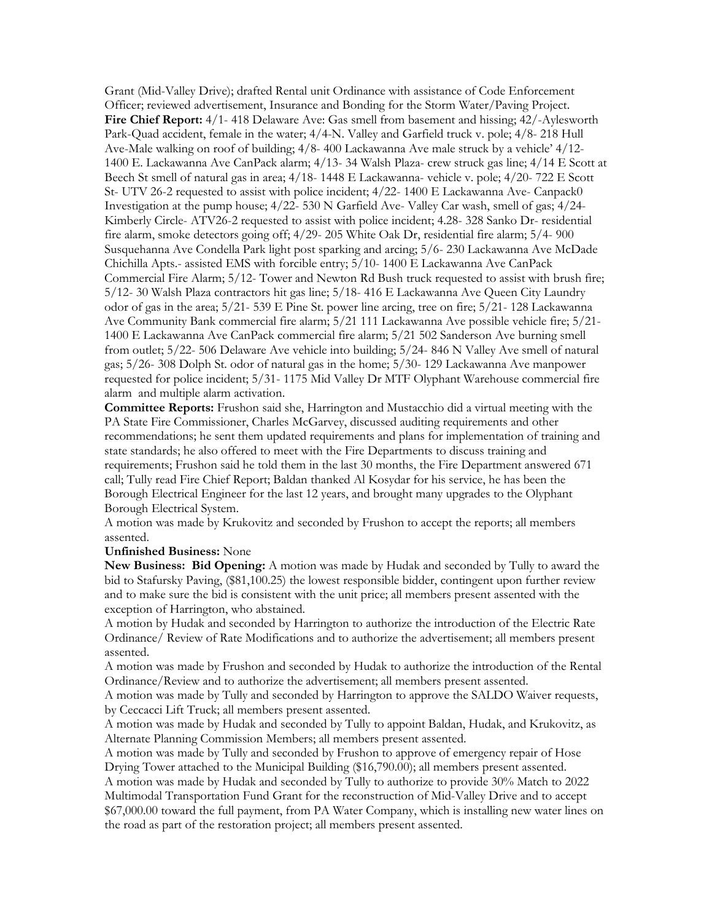Grant (Mid-Valley Drive); drafted Rental unit Ordinance with assistance of Code Enforcement Officer; reviewed advertisement, Insurance and Bonding for the Storm Water/Paving Project.

**Fire Chief Report:** 4/1- 418 Delaware Ave: Gas smell from basement and hissing; 42/-Aylesworth Park-Quad accident, female in the water; 4/4-N. Valley and Garfield truck v. pole; 4/8- 218 Hull Ave-Male walking on roof of building; 4/8- 400 Lackawanna Ave male struck by a vehicle' 4/12- 1400 E. Lackawanna Ave CanPack alarm; 4/13- 34 Walsh Plaza- crew struck gas line; 4/14 E Scott at Beech St smell of natural gas in area; 4/18- 1448 E Lackawanna- vehicle v. pole; 4/20- 722 E Scott St- UTV 26-2 requested to assist with police incident; 4/22- 1400 E Lackawanna Ave- Canpack0 Investigation at the pump house; 4/22- 530 N Garfield Ave- Valley Car wash, smell of gas; 4/24- Kimberly Circle- ATV26-2 requested to assist with police incident; 4.28- 328 Sanko Dr- residential fire alarm, smoke detectors going off; 4/29- 205 White Oak Dr, residential fire alarm; 5/4- 900 Susquehanna Ave Condella Park light post sparking and arcing; 5/6- 230 Lackawanna Ave McDade Chichilla Apts.- assisted EMS with forcible entry; 5/10- 1400 E Lackawanna Ave CanPack Commercial Fire Alarm; 5/12- Tower and Newton Rd Bush truck requested to assist with brush fire; 5/12- 30 Walsh Plaza contractors hit gas line; 5/18- 416 E Lackawanna Ave Queen City Laundry odor of gas in the area; 5/21- 539 E Pine St. power line arcing, tree on fire; 5/21- 128 Lackawanna Ave Community Bank commercial fire alarm; 5/21 111 Lackawanna Ave possible vehicle fire; 5/21- 1400 E Lackawanna Ave CanPack commercial fire alarm; 5/21 502 Sanderson Ave burning smell from outlet; 5/22- 506 Delaware Ave vehicle into building; 5/24- 846 N Valley Ave smell of natural gas; 5/26- 308 Dolph St. odor of natural gas in the home; 5/30- 129 Lackawanna Ave manpower requested for police incident; 5/31- 1175 Mid Valley Dr MTF Olyphant Warehouse commercial fire alarm and multiple alarm activation.

**Committee Reports:** Frushon said she, Harrington and Mustacchio did a virtual meeting with the PA State Fire Commissioner, Charles McGarvey, discussed auditing requirements and other recommendations; he sent them updated requirements and plans for implementation of training and state standards; he also offered to meet with the Fire Departments to discuss training and requirements; Frushon said he told them in the last 30 months, the Fire Department answered 671 call; Tully read Fire Chief Report; Baldan thanked Al Kosydar for his service, he has been the Borough Electrical Engineer for the last 12 years, and brought many upgrades to the Olyphant Borough Electrical System.

A motion was made by Krukovitz and seconded by Frushon to accept the reports; all members assented.

**Unfinished Business:** None

**New Business: Bid Opening:** A motion was made by Hudak and seconded by Tully to award the bid to Stafursky Paving, ($81,100.25) the lowest responsible bidder, contingent upon further review and to make sure the bid is consistent with the unit price; all members present assented with the exception of Harrington, who abstained.

A motion by Hudak and seconded by Harrington to authorize the introduction of the Electric Rate Ordinance/ Review of Rate Modifications and to authorize the advertisement; all members present assented.

A motion was made by Frushon and seconded by Hudak to authorize the introduction of the Rental Ordinance/Review and to authorize the advertisement; all members present assented.

A motion was made by Tully and seconded by Harrington to approve the SALDO Waiver requests, by Ceccacci Lift Truck; all members present assented.

A motion was made by Hudak and seconded by Tully to appoint Baldan, Hudak, and Krukovitz, as Alternate Planning Commission Members; all members present assented.

A motion was made by Tully and seconded by Frushon to approve of emergency repair of Hose Drying Tower attached to the Municipal Building ($16,790.00); all members present assented.

A motion was made by Hudak and seconded by Tully to authorize to provide 30% Match to 2022 Multimodal Transportation Fund Grant for the reconstruction of Mid-Valley Drive and to accept $67,000.00 toward the full payment, from PA Water Company, which is installing new water lines on the road as part of the restoration project; all members present assented.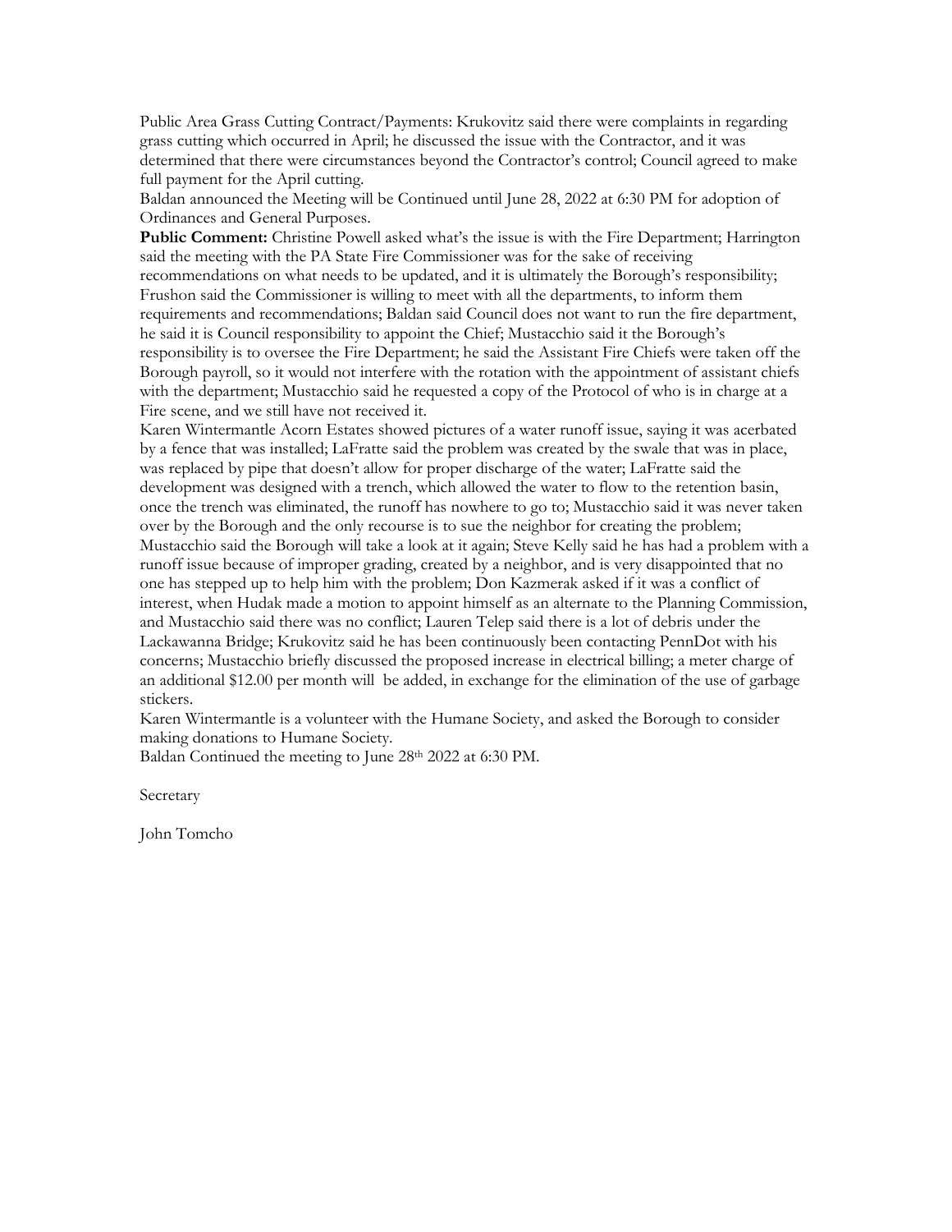Public Area Grass Cutting Contract/Payments: Krukovitz said there were complaints in regarding grass cutting which occurred in April; he discussed the issue with the Contractor, and it was determined that there were circumstances beyond the Contractor's control; Council agreed to make full payment for the April cutting.

Baldan announced the Meeting will be Continued until June 28, 2022 at 6:30 PM for adoption of Ordinances and General Purposes.

**Public Comment:** Christine Powell asked what's the issue is with the Fire Department; Harrington said the meeting with the PA State Fire Commissioner was for the sake of receiving recommendations on what needs to be updated, and it is ultimately the Borough's responsibility; Frushon said the Commissioner is willing to meet with all the departments, to inform them requirements and recommendations; Baldan said Council does not want to run the fire department, he said it is Council responsibility to appoint the Chief; Mustacchio said it the Borough's responsibility is to oversee the Fire Department; he said the Assistant Fire Chiefs were taken off the Borough payroll, so it would not interfere with the rotation with the appointment of assistant chiefs with the department; Mustacchio said he requested a copy of the Protocol of who is in charge at a Fire scene, and we still have not received it.

Karen Wintermantle Acorn Estates showed pictures of a water runoff issue, saying it was acerbated by a fence that was installed; LaFratte said the problem was created by the swale that was in place, was replaced by pipe that doesn't allow for proper discharge of the water; LaFratte said the development was designed with a trench, which allowed the water to flow to the retention basin, once the trench was eliminated, the runoff has nowhere to go to; Mustacchio said it was never taken over by the Borough and the only recourse is to sue the neighbor for creating the problem; Mustacchio said the Borough will take a look at it again; Steve Kelly said he has had a problem with a runoff issue because of improper grading, created by a neighbor, and is very disappointed that no one has stepped up to help him with the problem; Don Kazmerak asked if it was a conflict of interest, when Hudak made a motion to appoint himself as an alternate to the Planning Commission, and Mustacchio said there was no conflict; Lauren Telep said there is a lot of debris under the Lackawanna Bridge; Krukovitz said he has been continuously been contacting PennDot with his concerns; Mustacchio briefly discussed the proposed increase in electrical billing; a meter charge of an additional $12.00 per month will be added, in exchange for the elimination of the use of garbage stickers.

Karen Wintermantle is a volunteer with the Humane Society, and asked the Borough to consider making donations to Humane Society.

Baldan Continued the meeting to June 28th 2022 at 6:30 PM.

Secretary

John Tomcho